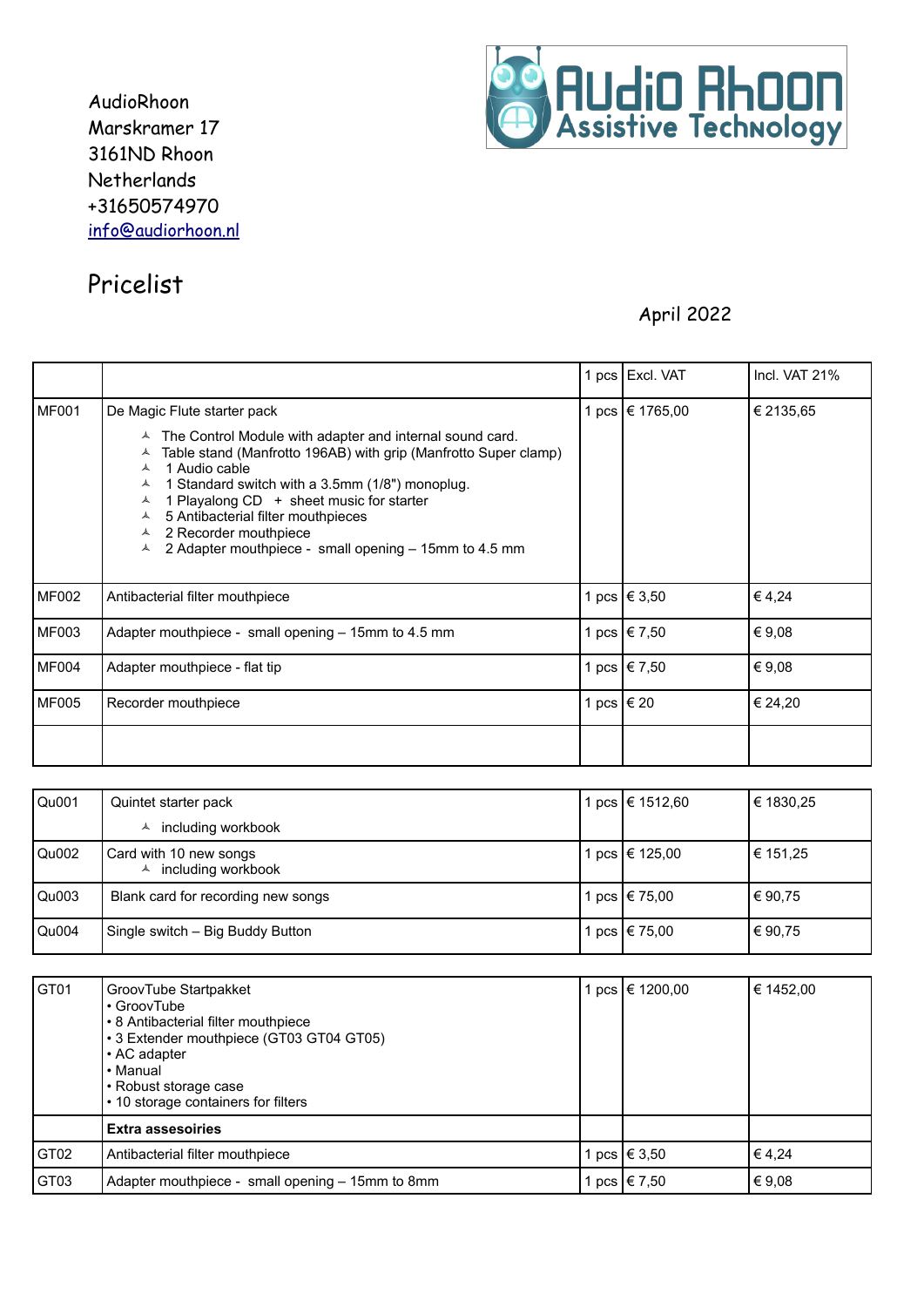AudioRhoon
Marskramer 17
3161ND Rhoon
Netherlands
+31650574970
info@audiorhoon.nl

# Pricelist

April 2022

| | | 1 pcs | Excl. VAT | Incl. VAT 21% |
|---|---|---|---|---|
| MF001 | De Magic Flute starter pack<br>⅄ The Control Module with adapter and internal sound card.<br>⅄ Table stand (Manfrotto 196AB) with grip (Manfrotto Super clamp)<br>⅄ 1 Audio cable<br>⅄ 1 Standard switch with a 3.5mm (1/8") monoplug.<br>⅄ 1 Playalong CD + sheet music for starter<br>⅄ 5 Antibacterial filter mouthpieces<br>⅄ 2 Recorder mouthpiece<br>⅄ 2 Adapter mouthpiece - small opening – 15mm to 4.5 mm | 1 pcs | € 1765,00 | € 2135,65 |
| MF002 | Antibacterial filter mouthpiece | 1 pcs | € 3,50 | € 4,24 |
| MF003 | Adapter mouthpiece - small opening – 15mm to 4.5 mm | 1 pcs | € 7,50 | € 9,08 |
| MF004 | Adapter mouthpiece - flat tip | 1 pcs | € 7,50 | € 9,08 |
| MF005 | Recorder mouthpiece | 1 pcs | € 20 | € 24,20 |
| | | | | |

| | | | | |
|---|---|---|---|---|
| Qu001 | Quintet starter pack<br>⅄ including workbook | 1 pcs | € 1512,60 | € 1830,25 |
| Qu002 | Card with 10 new songs<br>⅄ including workbook | 1 pcs | € 125,00 | € 151,25 |
| Qu003 | Blank card for recording new songs | 1 pcs | € 75,00 | € 90,75 |
| Qu004 | Single switch – Big Buddy Button | 1 pcs | € 75,00 | € 90,75 |

| | | | | |
|---|---|---|---|---|
| GT01 | GroovTube Startpakket<br>• GroovTube<br>• 8 Antibacterial filter mouthpiece<br>• 3 Extender mouthpiece (GT03 GT04 GT05)<br>• AC adapter<br>• Manual<br>• Robust storage case<br>• 10 storage containers for filters | 1 pcs | € 1200,00 | € 1452,00 |
| | **Extra assesoiries** | | | |
| GT02 | Antibacterial filter mouthpiece | 1 pcs | € 3,50 | € 4,24 |
| GT03 | Adapter mouthpiece - small opening – 15mm to 8mm | 1 pcs | € 7,50 | € 9,08 |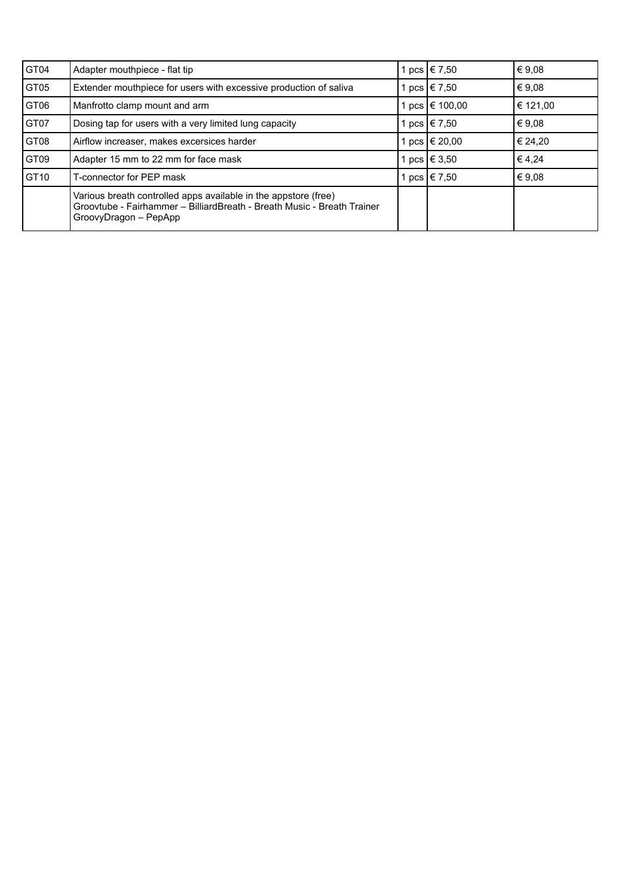| | | | | |
|---|---|---|---|---|
| GT04 | Adapter mouthpiece - flat tip | 1 pcs | € 7,50 | € 9,08 |
| GT05 | Extender mouthpiece for users with excessive production of saliva | 1 pcs | € 7,50 | € 9,08 |
| GT06 | Manfrotto clamp mount and arm | 1 pcs | € 100,00 | € 121,00 |
| GT07 | Dosing tap for users with a very limited lung capacity | 1 pcs | € 7,50 | € 9,08 |
| GT08 | Airflow increaser, makes excersices harder | 1 pcs | € 20,00 | € 24,20 |
| GT09 | Adapter 15 mm to 22 mm for face mask | 1 pcs | € 3,50 | € 4,24 |
| GT10 | T-connector for PEP mask | 1 pcs | € 7,50 | € 9,08 |
| | Various breath controlled apps available in the appstore (free)<br>Groovtube - Fairhammer – BilliardBreath - Breath Music - Breath Trainer<br>GroovyDragon – PepApp | | | |